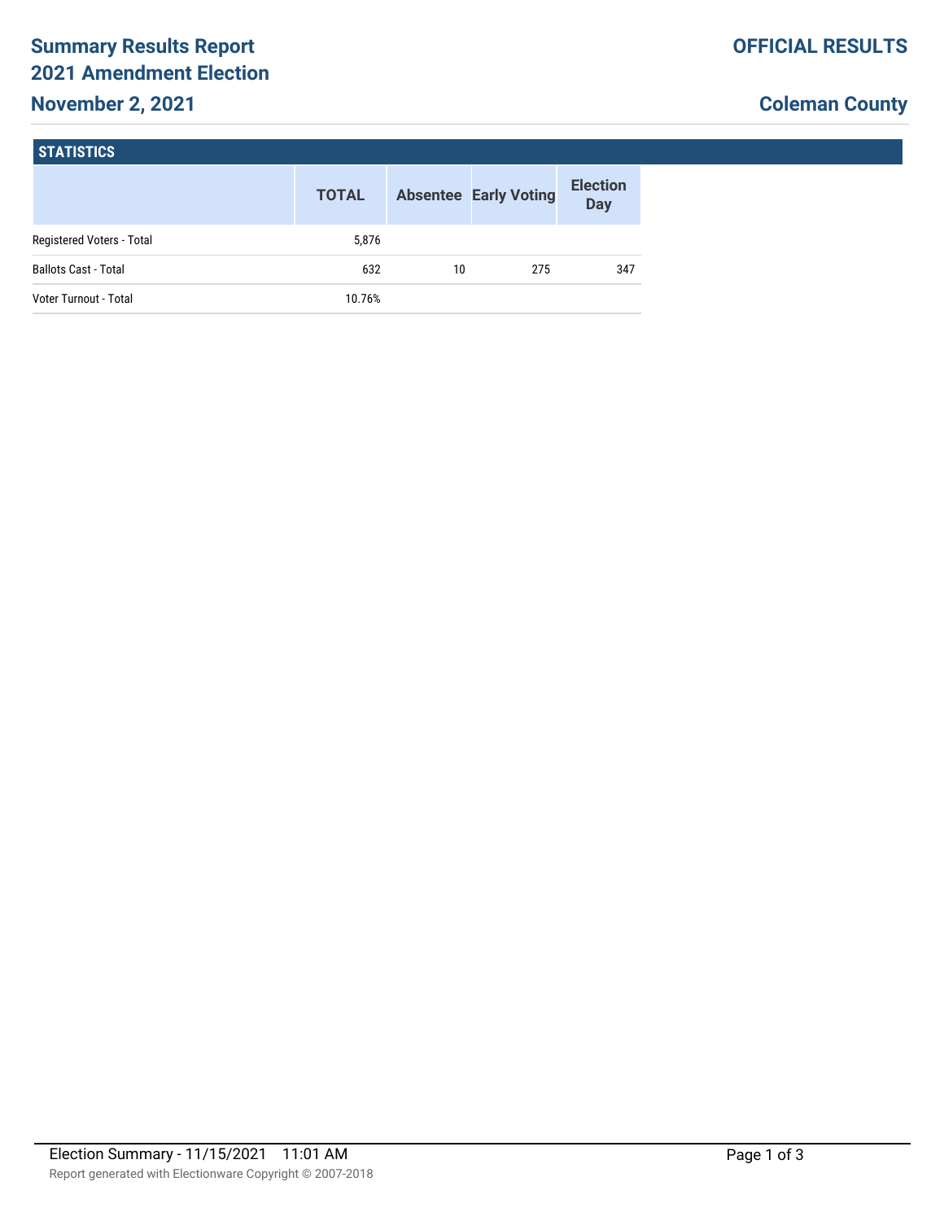# Summary Results Report
## 2021 Amendment Election
## November 2, 2021

**OFFICIAL RESULTS**

**Coleman County**

### STATISTICS

| | TOTAL | Absentee | Early Voting | Election Day |
|---|---|---|---|---|
| Registered Voters - Total | 5,876 | | | |
| Ballots Cast - Total | 632 | 10 | 275 | 347 |
| Voter Turnout - Total | 10.76% | | | |

Election Summary - 11/15/2021 11:01 AM

Report generated with Electionware Copyright © 2007-2018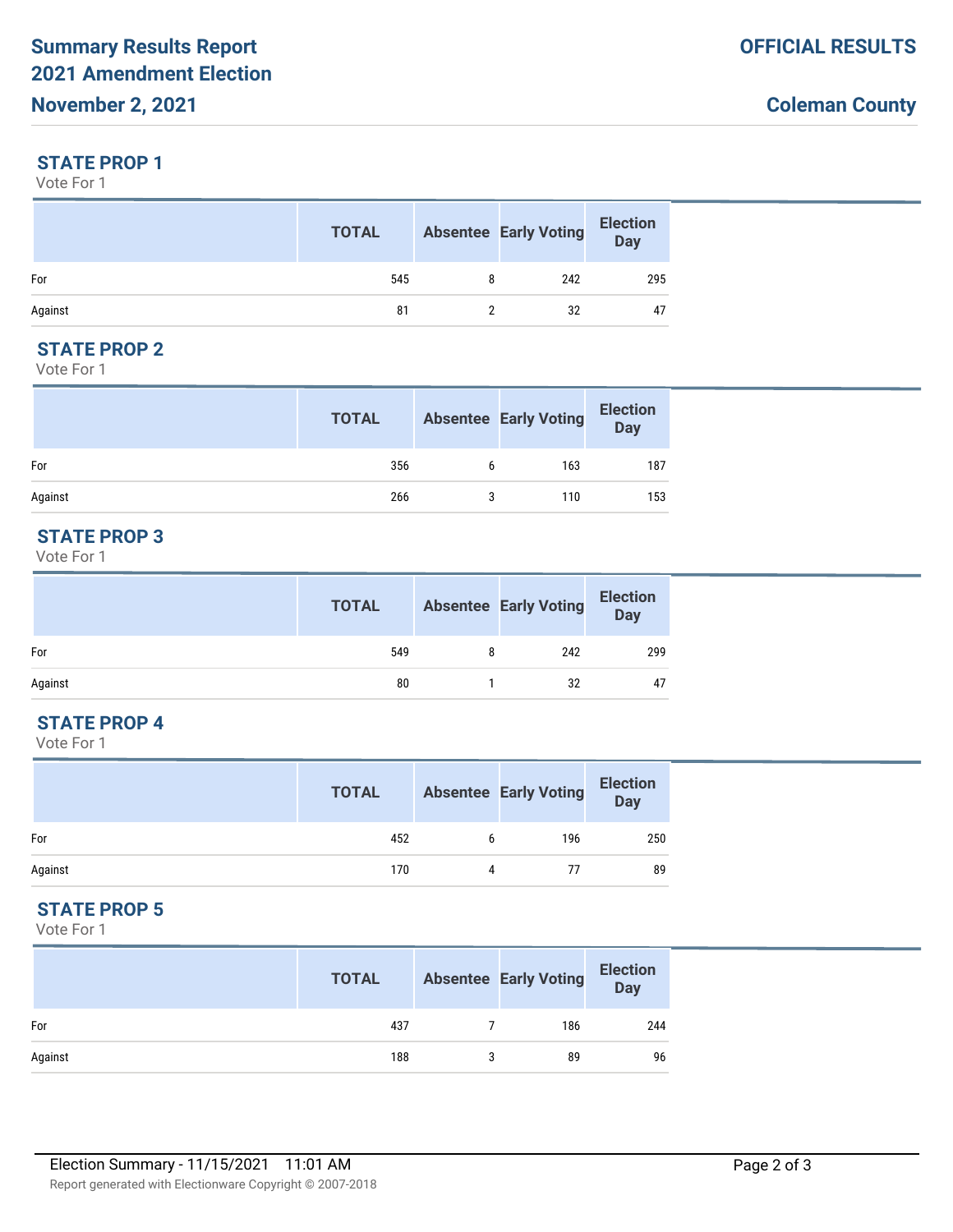# Summary Results Report
## 2021 Amendment Election
## November 2, 2021

**OFFICIAL RESULTS**

**Coleman County**

### STATE PROP 1
Vote For 1

| | TOTAL | Absentee | Early Voting | Election Day |
|---|---|---|---|---|
| For | 545 | 8 | 242 | 295 |
| Against | 81 | 2 | 32 | 47 |

### STATE PROP 2
Vote For 1

| | TOTAL | Absentee | Early Voting | Election Day |
|---|---|---|---|---|
| For | 356 | 6 | 163 | 187 |
| Against | 266 | 3 | 110 | 153 |

### STATE PROP 3
Vote For 1

| | TOTAL | Absentee | Early Voting | Election Day |
|---|---|---|---|---|
| For | 549 | 8 | 242 | 299 |
| Against | 80 | 1 | 32 | 47 |

### STATE PROP 4
Vote For 1

| | TOTAL | Absentee | Early Voting | Election Day |
|---|---|---|---|---|
| For | 452 | 6 | 196 | 250 |
| Against | 170 | 4 | 77 | 89 |

### STATE PROP 5
Vote For 1

| | TOTAL | Absentee | Early Voting | Election Day |
|---|---|---|---|---|
| For | 437 | 7 | 186 | 244 |
| Against | 188 | 3 | 89 | 96 |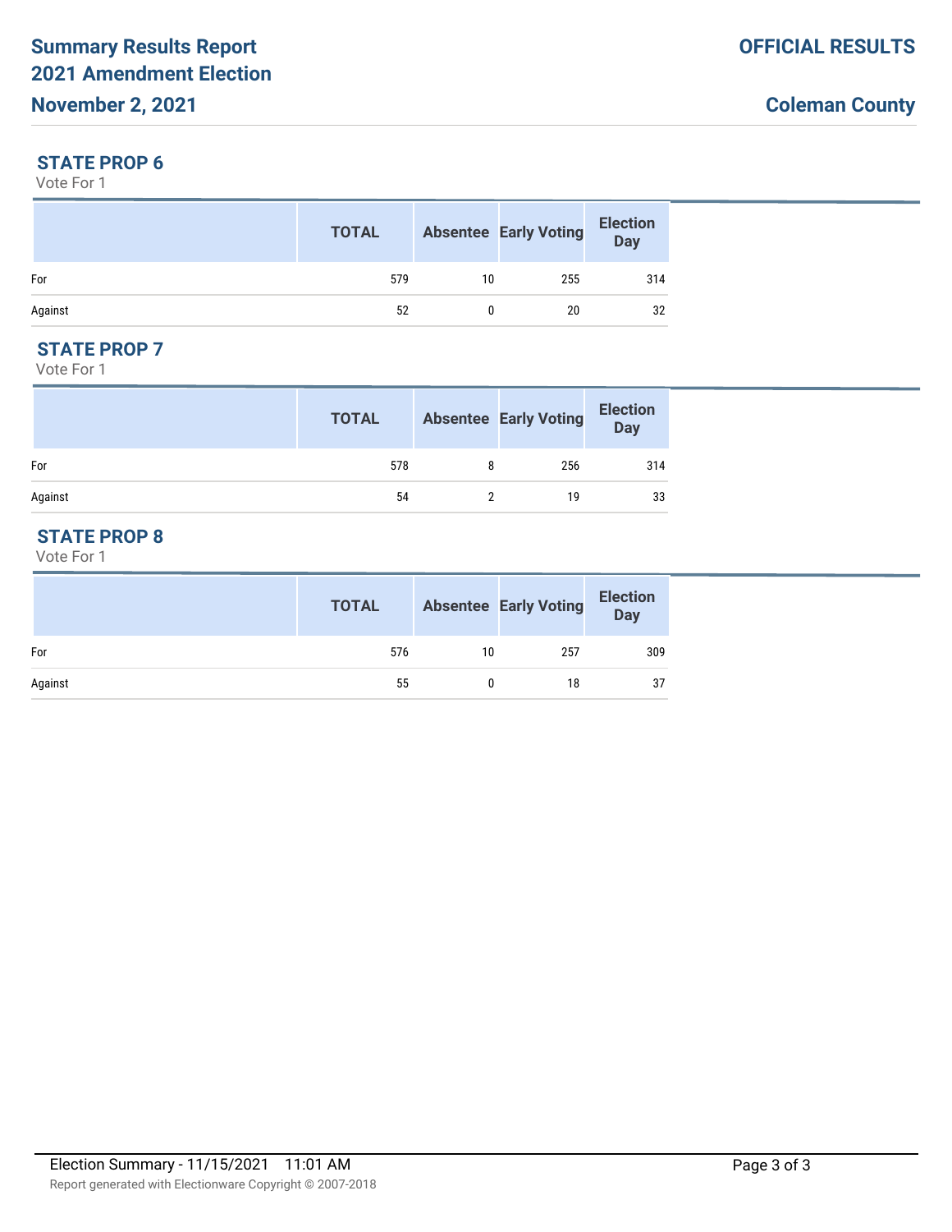# Summary Results Report
# 2021 Amendment Election
# November 2, 2021

**OFFICIAL RESULTS**

**Coleman County**

## STATE PROP 6

Vote For 1

| | TOTAL | Absentee | Early Voting | Election Day |
|---|---|---|---|---|
| For | 579 | 10 | 255 | 314 |
| Against | 52 | 0 | 20 | 32 |

## STATE PROP 7

Vote For 1

| | TOTAL | Absentee | Early Voting | Election Day |
|---|---|---|---|---|
| For | 578 | 8 | 256 | 314 |
| Against | 54 | 2 | 19 | 33 |

## STATE PROP 8

Vote For 1

| | TOTAL | Absentee | Early Voting | Election Day |
|---|---|---|---|---|
| For | 576 | 10 | 257 | 309 |
| Against | 55 | 0 | 18 | 37 |

Election Summary - 11/15/2021 11:01 AM

Report generated with Electionware Copyright © 2007-2018